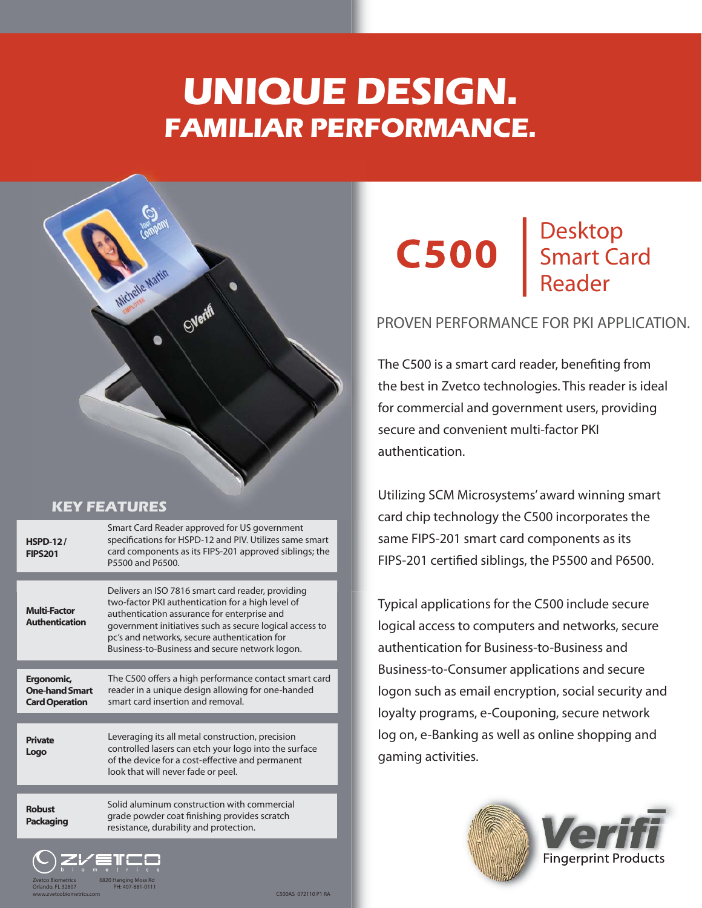# UNIQUE DESIGN.
## FAMILIAR PERFORMANCE.

# C500 | Desktop Smart Card Reader

### PROVEN PERFORMANCE FOR PKI APPLICATION.

The C500 is a smart card reader, benefiting from the best in Zvetco technologies. This reader is ideal for commercial and government users, providing secure and convenient multi-factor PKI authentication.

Utilizing SCM Microsystems' award winning smart card chip technology the C500 incorporates the same FIPS-201 smart card components as its FIPS-201 certified siblings, the P5500 and P6500.

Typical applications for the C500 include secure logical access to computers and networks, secure authentication for Business-to-Business and Business-to-Consumer applications and secure logon such as email encryption, social security and loyalty programs, e-Couponing, secure network log on, e-Banking as well as online shopping and gaming activities.

## KEY FEATURES

| | |
|---|---|
| **HSPD-12 / FIPS201** | Smart Card Reader approved for US government specifications for HSPD-12 and PIV. Utilizes same smart card components as its FIPS-201 approved siblings; the P5500 and P6500. |
| **Multi-Factor Authentication** | Delivers an ISO 7816 smart card reader, providing two-factor PKI authentication for a high level of authentication assurance for enterprise and government initiatives such as secure logical access to pc's and networks, secure authentication for Business-to-Business and secure network logon. |
| **Ergonomic, One-hand Smart Card Operation** | The C500 offers a high performance contact smart card reader in a unique design allowing for one-handed smart card insertion and removal. |
| **Private Logo** | Leveraging its all metal construction, precision controlled lasers can etch your logo into the surface of the device for a cost-effective and permanent look that will never fade or peel. |
| **Robust Packaging** | Solid aluminum construction with commercial grade powder coat finishing provides scratch resistance, durability and protection. |

Verifi Fingerprint Products

ZVETCO biometrics

Zvetco Biometrics
Orlando, FL 32807
www.zvetcobiometrics.com

6820 Hanging Moss Rd
PH: 407-681-0111

C500AS 072110 P1 RA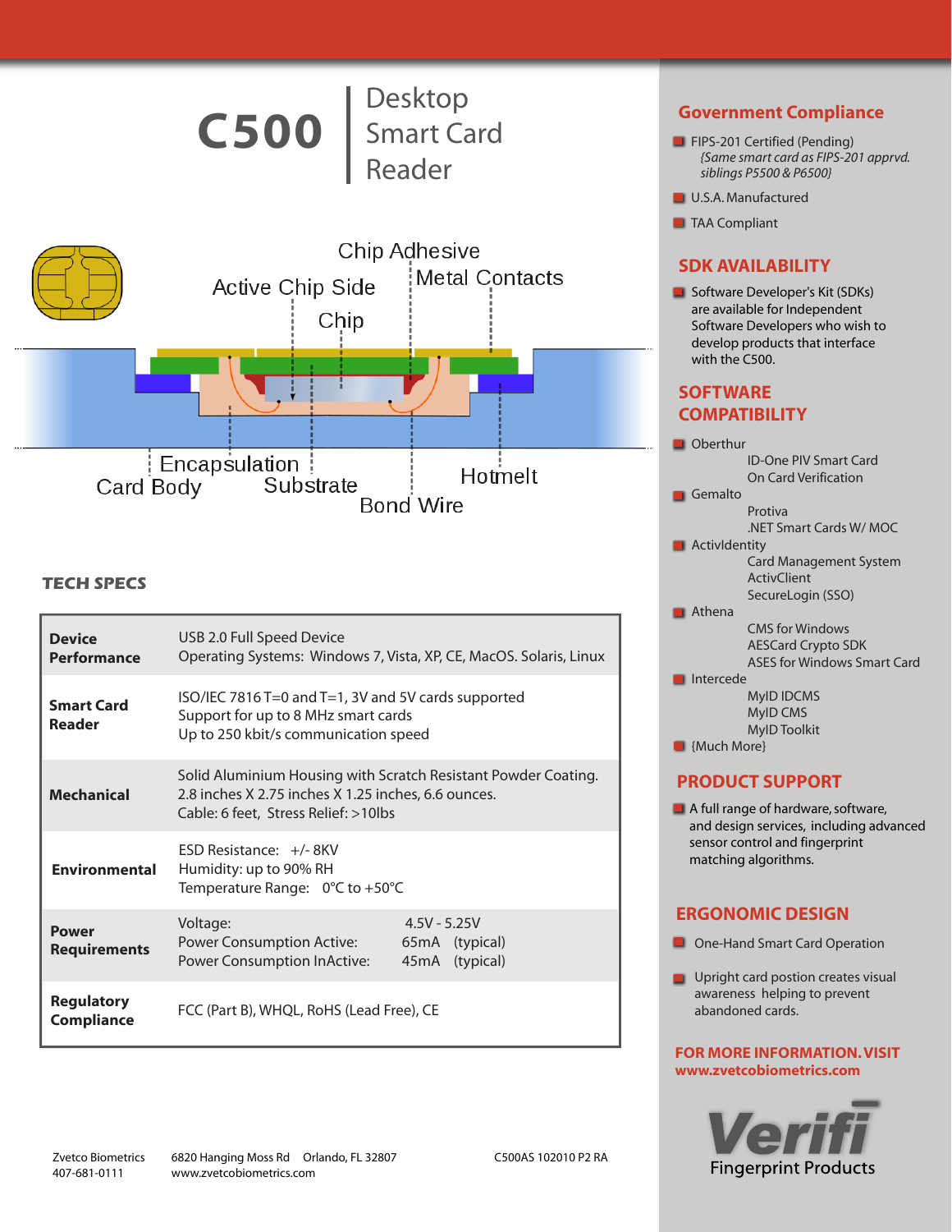# C500 | Desktop Smart Card Reader

Chip Adhesive

Active Chip Side

Metal Contacts

Chip

Encapsulation

Card Body

Substrate

Hotmelt

Bond Wire

## TECH SPECS

| | |
|---|---|
| **Device Performance** | USB 2.0 Full Speed Device<br>Operating Systems: Windows 7, Vista, XP, CE, MacOS. Solaris, Linux |
| **Smart Card Reader** | ISO/IEC 7816 T=0 and T=1, 3V and 5V cards supported<br>Support for up to 8 MHz smart cards<br>Up to 250 kbit/s communication speed |
| **Mechanical** | Solid Aluminium Housing with Scratch Resistant Powder Coating.<br>2.8 inches X 2.75 inches X 1.25 inches, 6.6 ounces.<br>Cable: 6 feet, Stress Relief: >10lbs |
| **Environmental** | ESD Resistance: +/- 8KV<br>Humidity: up to 90% RH<br>Temperature Range: 0°C to +50°C |
| **Power Requirements** | Voltage: 4.5V - 5.25V<br>Power Consumption Active: 65mA (typical)<br>Power Consumption InActive: 45mA (typical) |
| **Regulatory Compliance** | FCC (Part B), WHQL, RoHS (Lead Free), CE |

## Government Compliance

- FIPS-201 Certified (Pending)
  *{Same smart card as FIPS-201 apprvd. siblings P5500 & P6500}*
- U.S.A. Manufactured
- TAA Compliant

## SDK AVAILABILITY

- Software Developer's Kit (SDKs) are available for Independent Software Developers who wish to develop products that interface with the C500.

## SOFTWARE COMPATIBILITY

- Oberthur
  - ID-One PIV Smart Card
  - On Card Verification
- Gemalto
  - Protiva
  - .NET Smart Cards W/ MOC
- ActivIdentity
  - Card Management System
  - ActivClient
  - SecureLogin (SSO)
- Athena
  - CMS for Windows
  - AESCard Crypto SDK
  - ASES for Windows Smart Card
- Intercede
  - MyID IDCMS
  - MyID CMS
  - MyID Toolkit
- {Much More}

## PRODUCT SUPPORT

- A full range of hardware, software, and design services, including advanced sensor control and fingerprint matching algorithms.

## ERGONOMIC DESIGN

- One-Hand Smart Card Operation
- Upright card postion creates visual awareness helping to prevent abandoned cards.

**FOR MORE INFORMATION. VISIT www.zvetcobiometrics.com**

Verifi Fingerprint Products

Zvetco Biometrics 407-681-0111 6820 Hanging Moss Rd Orlando, FL 32807 www.zvetcobiometrics.com C500AS 102010 P2 RA